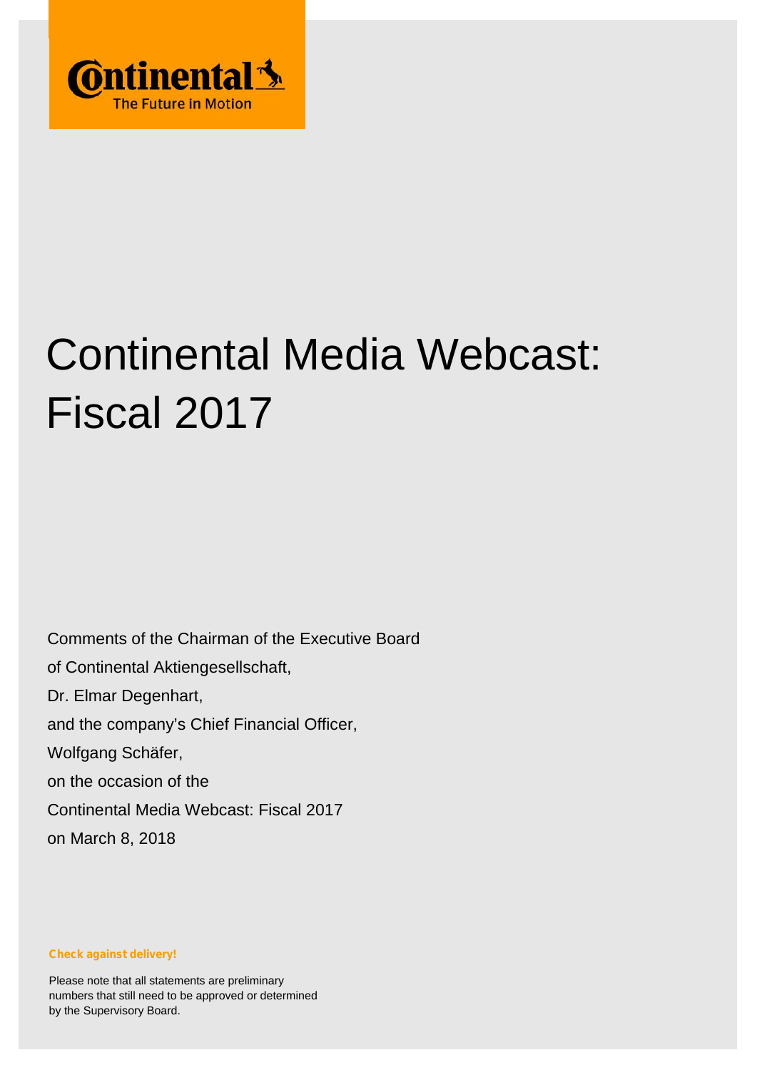Continental
The Future in Motion

# Continental Media Webcast: Fiscal 2017

Comments of the Chairman of the Executive Board
of Continental Aktiengesellschaft,
Dr. Elmar Degenhart,
and the company's Chief Financial Officer,
Wolfgang Schäfer,
on the occasion of the
Continental Media Webcast: Fiscal 2017
on March 8, 2018

**Check against delivery!**

Please note that all statements are preliminary numbers that still need to be approved or determined by the Supervisory Board.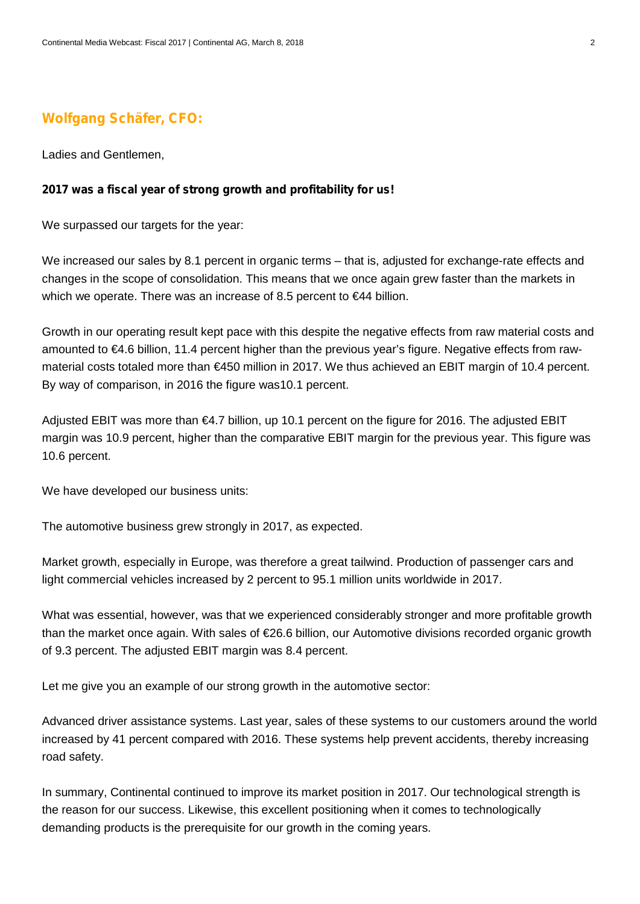## Wolfgang Schäfer, CFO:

Ladies and Gentlemen,

**2017 was a fiscal year of strong growth and profitability for us!**

We surpassed our targets for the year:

We increased our sales by 8.1 percent in organic terms – that is, adjusted for exchange-rate effects and changes in the scope of consolidation. This means that we once again grew faster than the markets in which we operate. There was an increase of 8.5 percent to €44 billion.

Growth in our operating result kept pace with this despite the negative effects from raw material costs and amounted to €4.6 billion, 11.4 percent higher than the previous year's figure. Negative effects from raw-material costs totaled more than €450 million in 2017. We thus achieved an EBIT margin of 10.4 percent. By way of comparison, in 2016 the figure was10.1 percent.

Adjusted EBIT was more than €4.7 billion, up 10.1 percent on the figure for 2016. The adjusted EBIT margin was 10.9 percent, higher than the comparative EBIT margin for the previous year. This figure was 10.6 percent.

We have developed our business units:

The automotive business grew strongly in 2017, as expected.

Market growth, especially in Europe, was therefore a great tailwind. Production of passenger cars and light commercial vehicles increased by 2 percent to 95.1 million units worldwide in 2017.

What was essential, however, was that we experienced considerably stronger and more profitable growth than the market once again. With sales of €26.6 billion, our Automotive divisions recorded organic growth of 9.3 percent. The adjusted EBIT margin was 8.4 percent.

Let me give you an example of our strong growth in the automotive sector:

Advanced driver assistance systems. Last year, sales of these systems to our customers around the world increased by 41 percent compared with 2016. These systems help prevent accidents, thereby increasing road safety.

In summary, Continental continued to improve its market position in 2017. Our technological strength is the reason for our success. Likewise, this excellent positioning when it comes to technologically demanding products is the prerequisite for our growth in the coming years.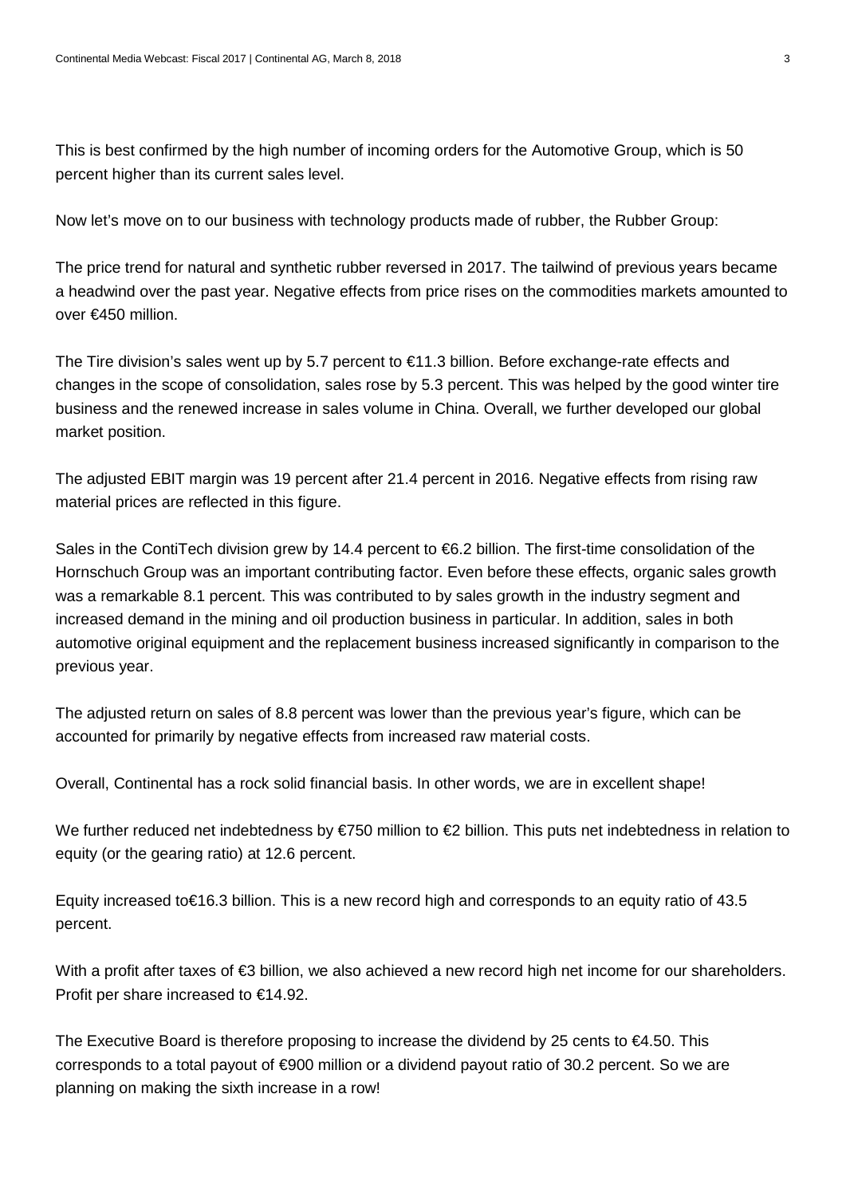This is best confirmed by the high number of incoming orders for the Automotive Group, which is 50 percent higher than its current sales level.

Now let's move on to our business with technology products made of rubber, the Rubber Group:

The price trend for natural and synthetic rubber reversed in 2017. The tailwind of previous years became a headwind over the past year. Negative effects from price rises on the commodities markets amounted to over €450 million.

The Tire division's sales went up by 5.7 percent to €11.3 billion. Before exchange-rate effects and changes in the scope of consolidation, sales rose by 5.3 percent. This was helped by the good winter tire business and the renewed increase in sales volume in China. Overall, we further developed our global market position.

The adjusted EBIT margin was 19 percent after 21.4 percent in 2016. Negative effects from rising raw material prices are reflected in this figure.

Sales in the ContiTech division grew by 14.4 percent to €6.2 billion. The first-time consolidation of the Hornschuch Group was an important contributing factor. Even before these effects, organic sales growth was a remarkable 8.1 percent. This was contributed to by sales growth in the industry segment and increased demand in the mining and oil production business in particular. In addition, sales in both automotive original equipment and the replacement business increased significantly in comparison to the previous year.

The adjusted return on sales of 8.8 percent was lower than the previous year's figure, which can be accounted for primarily by negative effects from increased raw material costs.

Overall, Continental has a rock solid financial basis. In other words, we are in excellent shape!

We further reduced net indebtedness by €750 million to €2 billion. This puts net indebtedness in relation to equity (or the gearing ratio) at 12.6 percent.

Equity increased to€16.3 billion. This is a new record high and corresponds to an equity ratio of 43.5 percent.

With a profit after taxes of €3 billion, we also achieved a new record high net income for our shareholders. Profit per share increased to €14.92.

The Executive Board is therefore proposing to increase the dividend by 25 cents to €4.50. This corresponds to a total payout of €900 million or a dividend payout ratio of 30.2 percent. So we are planning on making the sixth increase in a row!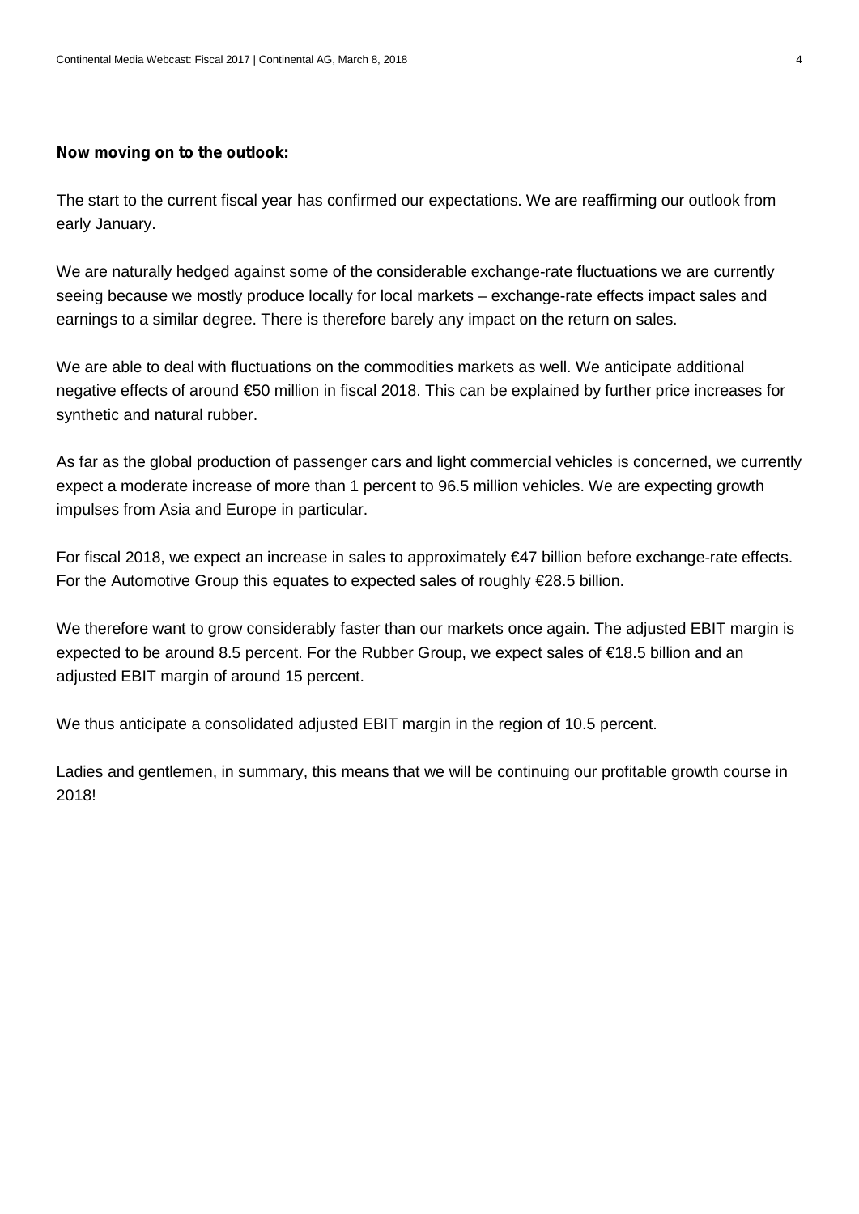**Now moving on to the outlook:**

The start to the current fiscal year has confirmed our expectations. We are reaffirming our outlook from early January.

We are naturally hedged against some of the considerable exchange-rate fluctuations we are currently seeing because we mostly produce locally for local markets – exchange-rate effects impact sales and earnings to a similar degree. There is therefore barely any impact on the return on sales.

We are able to deal with fluctuations on the commodities markets as well. We anticipate additional negative effects of around €50 million in fiscal 2018. This can be explained by further price increases for synthetic and natural rubber.

As far as the global production of passenger cars and light commercial vehicles is concerned, we currently expect a moderate increase of more than 1 percent to 96.5 million vehicles. We are expecting growth impulses from Asia and Europe in particular.

For fiscal 2018, we expect an increase in sales to approximately €47 billion before exchange-rate effects. For the Automotive Group this equates to expected sales of roughly €28.5 billion.

We therefore want to grow considerably faster than our markets once again. The adjusted EBIT margin is expected to be around 8.5 percent. For the Rubber Group, we expect sales of €18.5 billion and an adjusted EBIT margin of around 15 percent.

We thus anticipate a consolidated adjusted EBIT margin in the region of 10.5 percent.

Ladies and gentlemen, in summary, this means that we will be continuing our profitable growth course in 2018!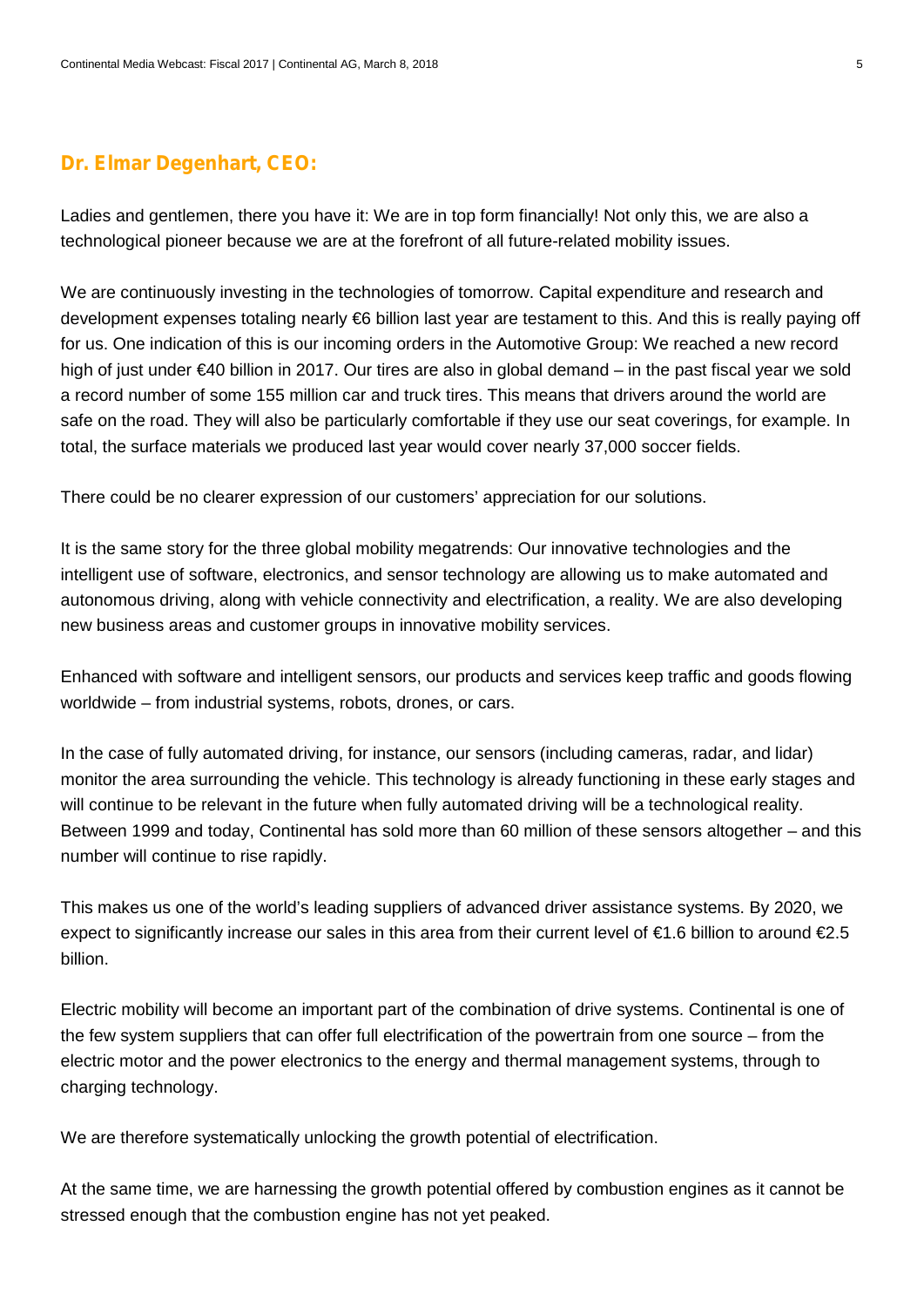**Dr. Elmar Degenhart, CEO:**

Ladies and gentlemen, there you have it: We are in top form financially! Not only this, we are also a technological pioneer because we are at the forefront of all future-related mobility issues.

We are continuously investing in the technologies of tomorrow. Capital expenditure and research and development expenses totaling nearly €6 billion last year are testament to this. And this is really paying off for us. One indication of this is our incoming orders in the Automotive Group: We reached a new record high of just under €40 billion in 2017. Our tires are also in global demand – in the past fiscal year we sold a record number of some 155 million car and truck tires. This means that drivers around the world are safe on the road. They will also be particularly comfortable if they use our seat coverings, for example. In total, the surface materials we produced last year would cover nearly 37,000 soccer fields.

There could be no clearer expression of our customers' appreciation for our solutions.

It is the same story for the three global mobility megatrends: Our innovative technologies and the intelligent use of software, electronics, and sensor technology are allowing us to make automated and autonomous driving, along with vehicle connectivity and electrification, a reality. We are also developing new business areas and customer groups in innovative mobility services.

Enhanced with software and intelligent sensors, our products and services keep traffic and goods flowing worldwide – from industrial systems, robots, drones, or cars.

In the case of fully automated driving, for instance, our sensors (including cameras, radar, and lidar) monitor the area surrounding the vehicle. This technology is already functioning in these early stages and will continue to be relevant in the future when fully automated driving will be a technological reality. Between 1999 and today, Continental has sold more than 60 million of these sensors altogether – and this number will continue to rise rapidly.

This makes us one of the world's leading suppliers of advanced driver assistance systems. By 2020, we expect to significantly increase our sales in this area from their current level of €1.6 billion to around €2.5 billion.

Electric mobility will become an important part of the combination of drive systems. Continental is one of the few system suppliers that can offer full electrification of the powertrain from one source – from the electric motor and the power electronics to the energy and thermal management systems, through to charging technology.

We are therefore systematically unlocking the growth potential of electrification.

At the same time, we are harnessing the growth potential offered by combustion engines as it cannot be stressed enough that the combustion engine has not yet peaked.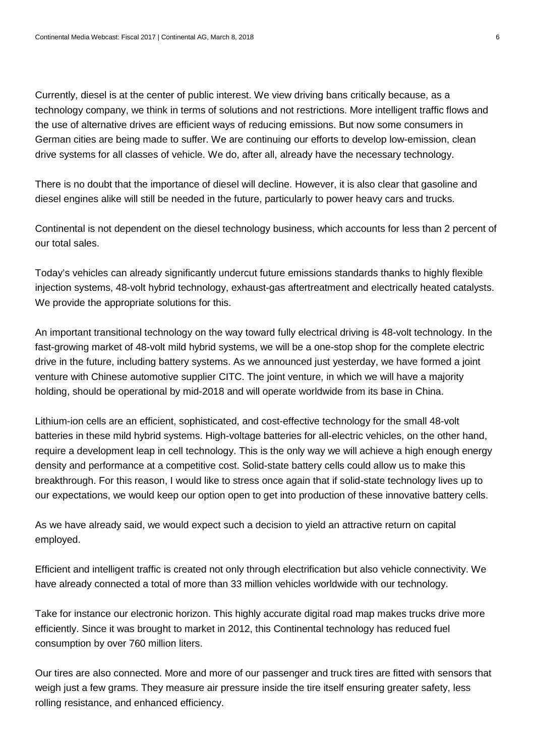Currently, diesel is at the center of public interest. We view driving bans critically because, as a technology company, we think in terms of solutions and not restrictions. More intelligent traffic flows and the use of alternative drives are efficient ways of reducing emissions. But now some consumers in German cities are being made to suffer. We are continuing our efforts to develop low-emission, clean drive systems for all classes of vehicle. We do, after all, already have the necessary technology.

There is no doubt that the importance of diesel will decline. However, it is also clear that gasoline and diesel engines alike will still be needed in the future, particularly to power heavy cars and trucks.

Continental is not dependent on the diesel technology business, which accounts for less than 2 percent of our total sales.

Today's vehicles can already significantly undercut future emissions standards thanks to highly flexible injection systems, 48-volt hybrid technology, exhaust-gas aftertreatment and electrically heated catalysts. We provide the appropriate solutions for this.

An important transitional technology on the way toward fully electrical driving is 48-volt technology. In the fast-growing market of 48-volt mild hybrid systems, we will be a one-stop shop for the complete electric drive in the future, including battery systems. As we announced just yesterday, we have formed a joint venture with Chinese automotive supplier CITC. The joint venture, in which we will have a majority holding, should be operational by mid-2018 and will operate worldwide from its base in China.

Lithium-ion cells are an efficient, sophisticated, and cost-effective technology for the small 48-volt batteries in these mild hybrid systems. High-voltage batteries for all-electric vehicles, on the other hand, require a development leap in cell technology. This is the only way we will achieve a high enough energy density and performance at a competitive cost. Solid-state battery cells could allow us to make this breakthrough. For this reason, I would like to stress once again that if solid-state technology lives up to our expectations, we would keep our option open to get into production of these innovative battery cells.

As we have already said, we would expect such a decision to yield an attractive return on capital employed.

Efficient and intelligent traffic is created not only through electrification but also vehicle connectivity. We have already connected a total of more than 33 million vehicles worldwide with our technology.

Take for instance our electronic horizon. This highly accurate digital road map makes trucks drive more efficiently. Since it was brought to market in 2012, this Continental technology has reduced fuel consumption by over 760 million liters.

Our tires are also connected. More and more of our passenger and truck tires are fitted with sensors that weigh just a few grams. They measure air pressure inside the tire itself ensuring greater safety, less rolling resistance, and enhanced efficiency.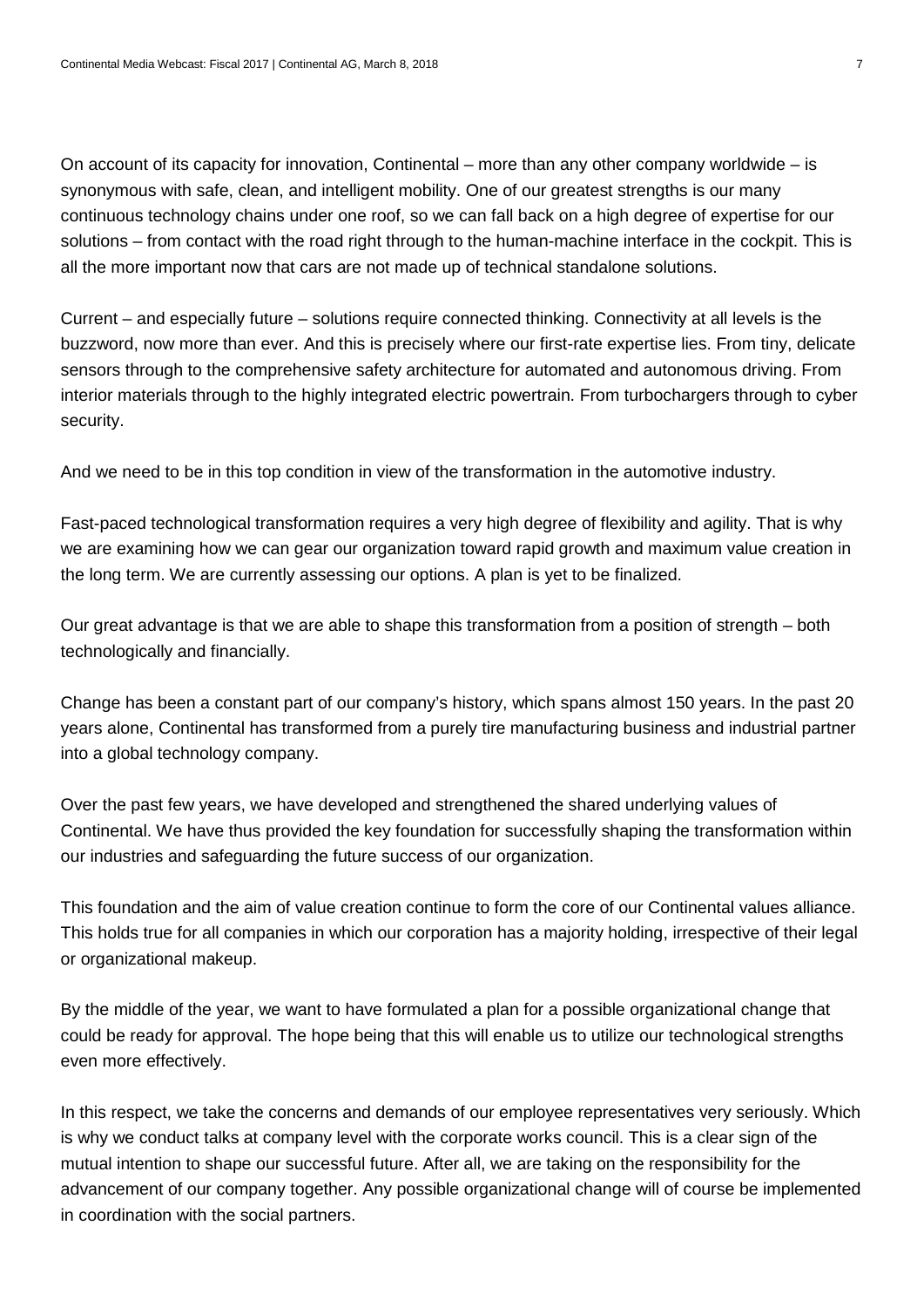On account of its capacity for innovation, Continental – more than any other company worldwide – is synonymous with safe, clean, and intelligent mobility. One of our greatest strengths is our many continuous technology chains under one roof, so we can fall back on a high degree of expertise for our solutions – from contact with the road right through to the human-machine interface in the cockpit. This is all the more important now that cars are not made up of technical standalone solutions.

Current – and especially future – solutions require connected thinking. Connectivity at all levels is the buzzword, now more than ever. And this is precisely where our first-rate expertise lies. From tiny, delicate sensors through to the comprehensive safety architecture for automated and autonomous driving. From interior materials through to the highly integrated electric powertrain. From turbochargers through to cyber security.

And we need to be in this top condition in view of the transformation in the automotive industry.

Fast-paced technological transformation requires a very high degree of flexibility and agility. That is why we are examining how we can gear our organization toward rapid growth and maximum value creation in the long term. We are currently assessing our options. A plan is yet to be finalized.

Our great advantage is that we are able to shape this transformation from a position of strength – both technologically and financially.

Change has been a constant part of our company's history, which spans almost 150 years. In the past 20 years alone, Continental has transformed from a purely tire manufacturing business and industrial partner into a global technology company.

Over the past few years, we have developed and strengthened the shared underlying values of Continental. We have thus provided the key foundation for successfully shaping the transformation within our industries and safeguarding the future success of our organization.

This foundation and the aim of value creation continue to form the core of our Continental values alliance. This holds true for all companies in which our corporation has a majority holding, irrespective of their legal or organizational makeup.

By the middle of the year, we want to have formulated a plan for a possible organizational change that could be ready for approval. The hope being that this will enable us to utilize our technological strengths even more effectively.

In this respect, we take the concerns and demands of our employee representatives very seriously. Which is why we conduct talks at company level with the corporate works council. This is a clear sign of the mutual intention to shape our successful future. After all, we are taking on the responsibility for the advancement of our company together. Any possible organizational change will of course be implemented in coordination with the social partners.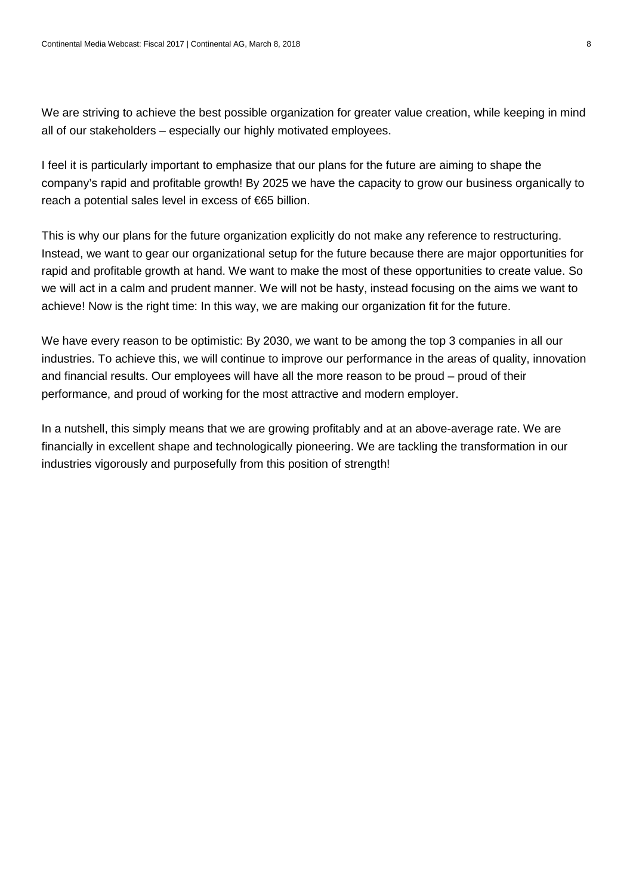We are striving to achieve the best possible organization for greater value creation, while keeping in mind all of our stakeholders – especially our highly motivated employees.

I feel it is particularly important to emphasize that our plans for the future are aiming to shape the company's rapid and profitable growth! By 2025 we have the capacity to grow our business organically to reach a potential sales level in excess of €65 billion.

This is why our plans for the future organization explicitly do not make any reference to restructuring. Instead, we want to gear our organizational setup for the future because there are major opportunities for rapid and profitable growth at hand. We want to make the most of these opportunities to create value. So we will act in a calm and prudent manner. We will not be hasty, instead focusing on the aims we want to achieve! Now is the right time: In this way, we are making our organization fit for the future.

We have every reason to be optimistic: By 2030, we want to be among the top 3 companies in all our industries. To achieve this, we will continue to improve our performance in the areas of quality, innovation and financial results. Our employees will have all the more reason to be proud – proud of their performance, and proud of working for the most attractive and modern employer.

In a nutshell, this simply means that we are growing profitably and at an above-average rate. We are financially in excellent shape and technologically pioneering. We are tackling the transformation in our industries vigorously and purposefully from this position of strength!